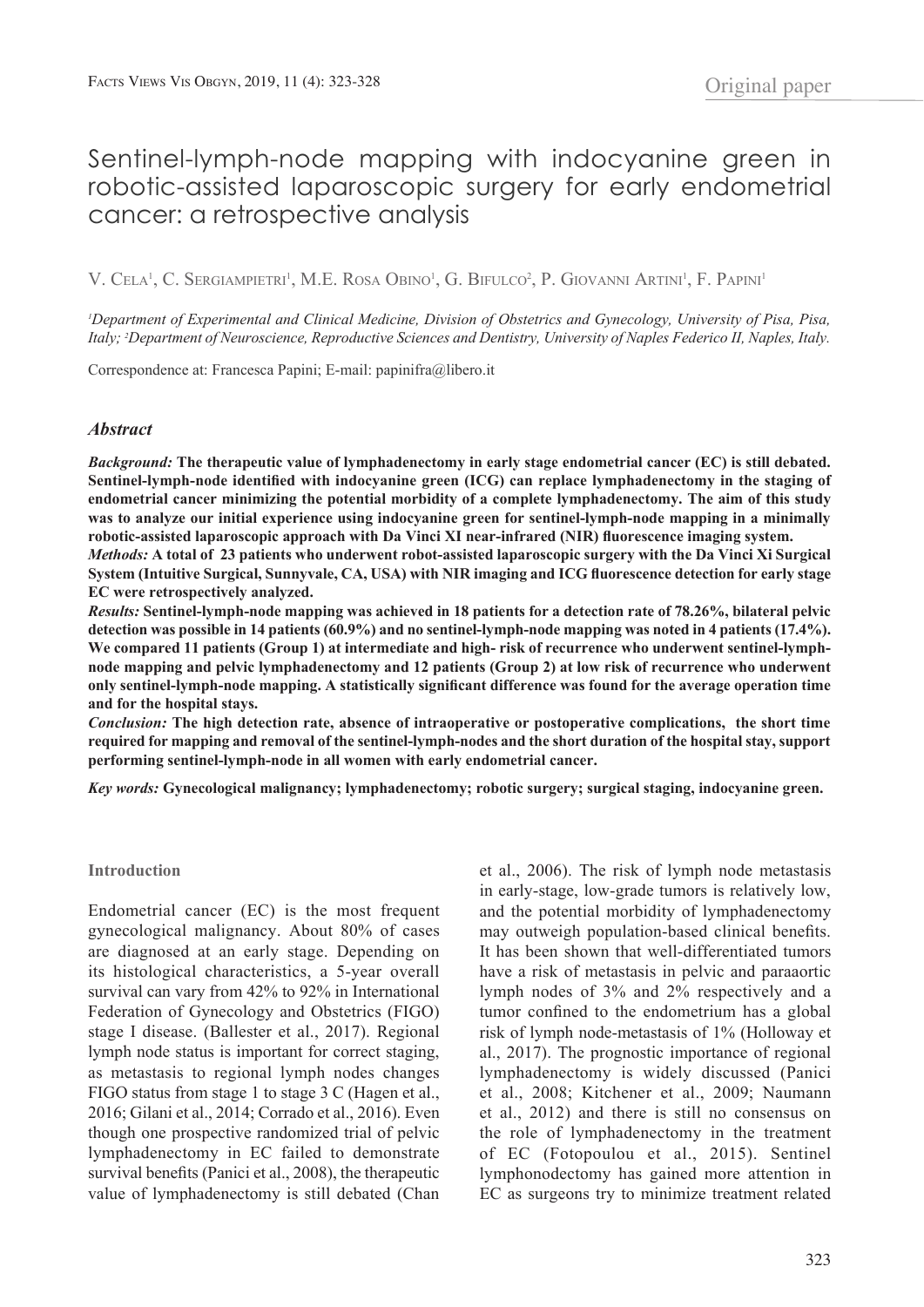Original paper

# Sentinel-lymph-node mapping with indocyanine green in robotic-assisted laparoscopic surgery for early endometrial cancer: a retrospective analysis

V. Cela[1], C. Sergiampietri[1], M.E. Rosa Obino[1], G. Bifulco[2], P. Giovanni Artini[1], F. Papini[1]

[1]*Department of Experimental and Clinical Medicine, Division of Obstetrics and Gynecology, University of Pisa, Pisa, Italy;* [2]*Department of Neuroscience, Reproductive Sciences and Dentistry, University of Naples Federico II, Naples, Italy.*

Correspondence at: Francesca Papini; E-mail: papinifra@libero.it

## *Abstract*

***Background:*** **The therapeutic value of lymphadenectomy in early stage endometrial cancer (EC) is still debated. Sentinel-lymph-node identified with indocyanine green (ICG) can replace lymphadenectomy in the staging of endometrial cancer minimizing the potential morbidity of a complete lymphadenectomy. The aim of this study was to analyze our initial experience using indocyanine green for sentinel-lymph-node mapping in a minimally robotic-assisted laparoscopic approach with Da Vinci XI near-infrared (NIR) fluorescence imaging system.**

***Methods:*** **A total of 23 patients who underwent robot-assisted laparoscopic surgery with the Da Vinci Xi Surgical System (Intuitive Surgical, Sunnyvale, CA, USA) with NIR imaging and ICG fluorescence detection for early stage EC were retrospectively analyzed.**

***Results:*** **Sentinel-lymph-node mapping was achieved in 18 patients for a detection rate of 78.26%, bilateral pelvic detection was possible in 14 patients (60.9%) and no sentinel-lymph-node mapping was noted in 4 patients (17.4%). We compared 11 patients (Group 1) at intermediate and high- risk of recurrence who underwent sentinel-lymph-node mapping and pelvic lymphadenectomy and 12 patients (Group 2) at low risk of recurrence who underwent only sentinel-lymph-node mapping. A statistically significant difference was found for the average operation time and for the hospital stays.**

***Conclusion:*** **The high detection rate, absence of intraoperative or postoperative complications, the short time required for mapping and removal of the sentinel-lymph-nodes and the short duration of the hospital stay, support performing sentinel-lymph-node in all women with early endometrial cancer.**

***Key words:*** **Gynecological malignancy; lymphadenectomy; robotic surgery; surgical staging, indocyanine green.**

## Introduction

Endometrial cancer (EC) is the most frequent gynecological malignancy. About 80% of cases are diagnosed at an early stage. Depending on its histological characteristics, a 5-year overall survival can vary from 42% to 92% in International Federation of Gynecology and Obstetrics (FIGO) stage I disease. (Ballester et al., 2017). Regional lymph node status is important for correct staging, as metastasis to regional lymph nodes changes FIGO status from stage 1 to stage 3 C (Hagen et al., 2016; Gilani et al., 2014; Corrado et al., 2016). Even though one prospective randomized trial of pelvic lymphadenectomy in EC failed to demonstrate survival benefits (Panici et al., 2008), the therapeutic value of lymphadenectomy is still debated (Chan et al., 2006). The risk of lymph node metastasis in early-stage, low-grade tumors is relatively low, and the potential morbidity of lymphadenectomy may outweigh population-based clinical benefits. It has been shown that well-differentiated tumors have a risk of metastasis in pelvic and paraaortic lymph nodes of 3% and 2% respectively and a tumor confined to the endometrium has a global risk of lymph node-metastasis of 1% (Holloway et al., 2017). The prognostic importance of regional lymphadenectomy is widely discussed (Panici et al., 2008; Kitchener et al., 2009; Naumann et al., 2012) and there is still no consensus on the role of lymphadenectomy in the treatment of EC (Fotopoulou et al., 2015). Sentinel lymphonodectomy has gained more attention in EC as surgeons try to minimize treatment related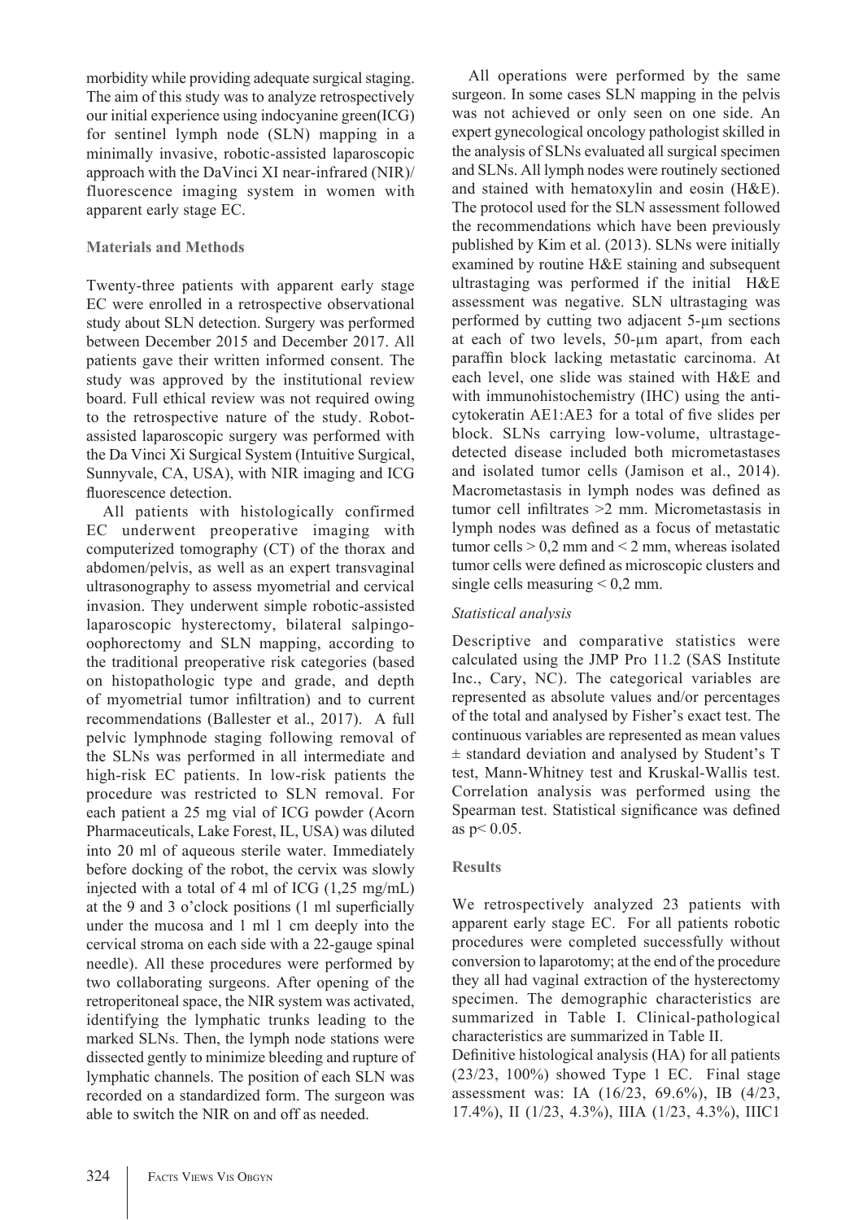morbidity while providing adequate surgical staging. The aim of this study was to analyze retrospectively our initial experience using indocyanine green(ICG) for sentinel lymph node (SLN) mapping in a minimally invasive, robotic-assisted laparoscopic approach with the DaVinci XI near-infrared (NIR)/ fluorescence imaging system in women with apparent early stage EC.

## Materials and Methods

Twenty-three patients with apparent early stage EC were enrolled in a retrospective observational study about SLN detection. Surgery was performed between December 2015 and December 2017. All patients gave their written informed consent. The study was approved by the institutional review board. Full ethical review was not required owing to the retrospective nature of the study. Robot-assisted laparoscopic surgery was performed with the Da Vinci Xi Surgical System (Intuitive Surgical, Sunnyvale, CA, USA), with NIR imaging and ICG fluorescence detection.

All patients with histologically confirmed EC underwent preoperative imaging with computerized tomography (CT) of the thorax and abdomen/pelvis, as well as an expert transvaginal ultrasonography to assess myometrial and cervical invasion. They underwent simple robotic-assisted laparoscopic hysterectomy, bilateral salpingo-oophorectomy and SLN mapping, according to the traditional preoperative risk categories (based on histopathologic type and grade, and depth of myometrial tumor infiltration) and to current recommendations (Ballester et al., 2017). A full pelvic lymphnode staging following removal of the SLNs was performed in all intermediate and high-risk EC patients. In low-risk patients the procedure was restricted to SLN removal. For each patient a 25 mg vial of ICG powder (Acorn Pharmaceuticals, Lake Forest, IL, USA) was diluted into 20 ml of aqueous sterile water. Immediately before docking of the robot, the cervix was slowly injected with a total of 4 ml of ICG (1,25 mg/mL) at the 9 and 3 o'clock positions (1 ml superficially under the mucosa and 1 ml 1 cm deeply into the cervical stroma on each side with a 22-gauge spinal needle). All these procedures were performed by two collaborating surgeons. After opening of the retroperitoneal space, the NIR system was activated, identifying the lymphatic trunks leading to the marked SLNs. Then, the lymph node stations were dissected gently to minimize bleeding and rupture of lymphatic channels. The position of each SLN was recorded on a standardized form. The surgeon was able to switch the NIR on and off as needed.

All operations were performed by the same surgeon. In some cases SLN mapping in the pelvis was not achieved or only seen on one side. An expert gynecological oncology pathologist skilled in the analysis of SLNs evaluated all surgical specimen and SLNs. All lymph nodes were routinely sectioned and stained with hematoxylin and eosin (H&E). The protocol used for the SLN assessment followed the recommendations which have been previously published by Kim et al. (2013). SLNs were initially examined by routine H&E staining and subsequent ultrastaging was performed if the initial H&E assessment was negative. SLN ultrastaging was performed by cutting two adjacent 5-µm sections at each of two levels, 50-µm apart, from each paraffin block lacking metastatic carcinoma. At each level, one slide was stained with H&E and with immunohistochemistry (IHC) using the anti-cytokeratin AE1:AE3 for a total of five slides per block. SLNs carrying low-volume, ultrastage-detected disease included both micrometastases and isolated tumor cells (Jamison et al., 2014). Macrometastasis in lymph nodes was defined as tumor cell infiltrates >2 mm. Micrometastasis in lymph nodes was defined as a focus of metastatic tumor cells > 0,2 mm and < 2 mm, whereas isolated tumor cells were defined as microscopic clusters and single cells measuring < 0,2 mm.

### *Statistical analysis*

Descriptive and comparative statistics were calculated using the JMP Pro 11.2 (SAS Institute Inc., Cary, NC). The categorical variables are represented as absolute values and/or percentages of the total and analysed by Fisher's exact test. The continuous variables are represented as mean values ± standard deviation and analysed by Student's T test, Mann-Whitney test and Kruskal-Wallis test. Correlation analysis was performed using the Spearman test. Statistical significance was defined as $p < 0.05$.

## Results

We retrospectively analyzed 23 patients with apparent early stage EC. For all patients robotic procedures were completed successfully without conversion to laparotomy; at the end of the procedure they all had vaginal extraction of the hysterectomy specimen. The demographic characteristics are summarized in Table I. Clinical-pathological characteristics are summarized in Table II.

Definitive histological analysis (HA) for all patients (23/23, 100%) showed Type 1 EC. Final stage assessment was: IA (16/23, 69.6%), IB (4/23, 17.4%), II (1/23, 4.3%), IIIA (1/23, 4.3%), IIIC1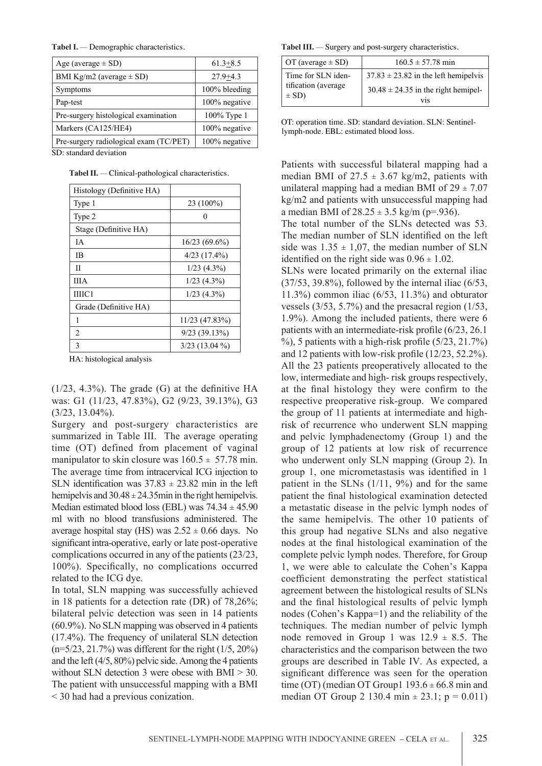**Tabel I.** — Demographic characteristics.

| Age (average ± SD) | 61.3±8.5 |
|---|---|
| BMI Kg/m2 (average ± SD) | 27.9±4.3 |
| Symptoms | 100% bleeding |
| Pap-test | 100% negative |
| Pre-surgery histological examination | 100% Type 1 |
| Markers (CA125/HE4) | 100% negative |
| Pre-surgery radiological exam (TC/PET) | 100% negative |

SD: standard deviation

**Tabel II.** — Clinical-pathological characteristics.

| Histology (Definitive HA) | |
|---|---|
| Type 1 | 23 (100%) |
| Type 2 | 0 |
| Stage (Definitive HA) | |
| IA | 16/23 (69.6%) |
| IB | 4/23 (17.4%) |
| II | 1/23 (4.3%) |
| IIIA | 1/23 (4.3%) |
| IIIC1 | 1/23 (4.3%) |
| Grade (Definitive HA) | |
| 1 | 11/23 (47.83%) |
| 2 | 9/23 (39.13%) |
| 3 | 3/23 (13.04 %) |

HA: histological analysis

(1/23, 4.3%). The grade (G) at the definitive HA was: G1 (11/23, 47.83%), G2 (9/23, 39.13%), G3 (3/23, 13.04%).

Surgery and post-surgery characteristics are summarized in Table III. The average operating time (OT) defined from placement of vaginal manipulator to skin closure was 160.5 ± 57.78 min. The average time from intracervical ICG injection to SLN identification was 37.83 ± 23.82 min in the left hemipelvis and 30.48 ± 24.35min in the right hemipelvis. Median estimated blood loss (EBL) was 74.34 ± 45.90 ml with no blood transfusions administered. The average hospital stay (HS) was 2.52 ± 0.66 days. No significant intra-operative, early or late post-operative complications occurred in any of the patients (23/23, 100%). Specifically, no complications occurred related to the ICG dye.

In total, SLN mapping was successfully achieved in 18 patients for a detection rate (DR) of 78,26%; bilateral pelvic detection was seen in 14 patients (60.9%). No SLN mapping was observed in 4 patients (17.4%). The frequency of unilateral SLN detection (n=5/23, 21.7%) was different for the right (1/5, 20%) and the left (4/5, 80%) pelvic side. Among the 4 patients without SLN detection 3 were obese with BMI > 30. The patient with unsuccessful mapping with a BMI < 30 had had a previous conization.

**Tabel III.** — Surgery and post-surgery characteristics.

| OT (average ± SD) | 160.5 ± 57.78 min |
|---|---|
| Time for SLN identification (average ± SD) | 37.83 ± 23.82 in the left hemipelvis<br>30.48 ± 24.35 in the right hemipelvis |

OT: operation time. SD: standard deviation. SLN: Sentinel-lymph-node. EBL: estimated blood loss.

Patients with successful bilateral mapping had a median BMI of 27.5 ± 3.67 kg/m2, patients with unilateral mapping had a median BMI of 29 ± 7.07 kg/m2 and patients with unsuccessful mapping had a median BMI of 28.25 ± 3.5 kg/m (p=.936).

The total number of the SLNs detected was 53. The median number of SLN identified on the left side was 1.35 ± 1,07, the median number of SLN identified on the right side was 0.96 ± 1.02.

SLNs were located primarily on the external iliac (37/53, 39.8%), followed by the internal iliac (6/53, 11.3%) common iliac (6/53, 11.3%) and obturator vessels (3/53, 5.7%) and the presacral region (1/53, 1.9%). Among the included patients, there were 6 patients with an intermediate-risk profile (6/23, 26.1 %), 5 patients with a high-risk profile (5/23, 21.7%) and 12 patients with low-risk profile (12/23, 52.2%). All the 23 patients preoperatively allocated to the low, intermediate and high- risk groups respectively, at the final histology they were confirm to the respective preoperative risk-group. We compared the group of 11 patients at intermediate and high-risk of recurrence who underwent SLN mapping and pelvic lymphadenectomy (Group 1) and the group of 12 patients at low risk of recurrence who underwent only SLN mapping (Group 2). In group 1, one micrometastasis was identified in 1 patient in the SLNs (1/11, 9%) and for the same patient the final histological examination detected a metastatic disease in the pelvic lymph nodes of the same hemipelvis. The other 10 patients of this group had negative SLNs and also negative nodes at the final histological examination of the complete pelvic lymph nodes. Therefore, for Group 1, we were able to calculate the Cohen's Kappa coefficient demonstrating the perfect statistical agreement between the histological results of SLNs and the final histological results of pelvic lymph nodes (Cohen's Kappa=1) and the reliability of the techniques. The median number of pelvic lymph node removed in Group 1 was 12.9 ± 8.5. The characteristics and the comparison between the two groups are described in Table IV. As expected, a significant difference was seen for the operation time (OT) (median OT Group1 193.6 ± 66.8 min and median OT Group 2 130.4 min ± 23.1; p = 0.011)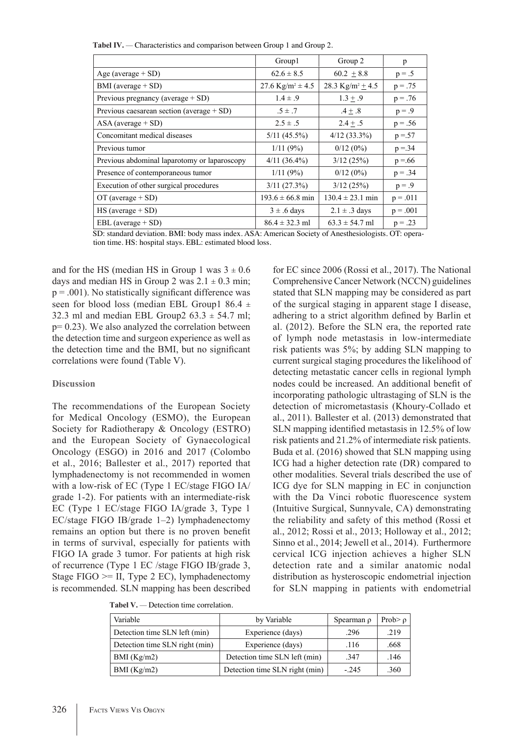**Tabel IV.** — Characteristics and comparison between Group 1 and Group 2.

| | Group1 | Group 2 | p |
|---|---|---|---|
| Age (average + SD) | 62.6 ± 8.5 | 60.2 ± 8.8 | p = .5 |
| BMI (average + SD) | 27.6 Kg/m² ± 4.5 | 28.3 Kg/m² ± 4.5 | p = .75 |
| Previous pregnancy (average + SD) | 1.4 ± .9 | 1.3 ± .9 | p = .76 |
| Previous caesarean section (average + SD) | .5 ± .7 | .4 ± .8 | p = .9 |
| ASA (average + SD) | 2.5 ± .5 | 2.4 ± .5 | p = .56 |
| Concomitant medical diseases | 5/11 (45.5%) | 4/12 (33.3%) | p =.57 |
| Previous tumor | 1/11 (9%) | 0/12 (0%) | p =.34 |
| Previous abdominal laparotomy or laparoscopy | 4/11 (36.4%) | 3/12 (25%) | p =.66 |
| Presence of contemporaneous tumor | 1/11 (9%) | 0/12 (0%) | p = .34 |
| Execution of other surgical procedures | 3/11 (27.3%) | 3/12 (25%) | p = .9 |
| OT (average + SD) | 193.6 ± 66.8 min | 130.4 ± 23.1 min | p = .011 |
| HS (average + SD) | 3 ± .6 days | 2.1 ± .3 days | p = .001 |
| EBL (average + SD) | 86.4 ± 32.3 ml | 63.3 ± 54.7 ml | p = .23 |

SD: standard deviation. BMI: body mass index. ASA: American Society of Anesthesiologists. OT: operation time. HS: hospital stays. EBL: estimated blood loss.

and for the HS (median HS in Group 1 was 3 ± 0.6 days and median HS in Group 2 was 2.1 ± 0.3 min; p = .001). No statistically significant difference was seen for blood loss (median EBL Group1 86.4 ± 32.3 ml and median EBL Group2 63.3 ± 54.7 ml; p= 0.23). We also analyzed the correlation between the detection time and surgeon experience as well as the detection time and the BMI, but no significant correlations were found (Table V).

## Discussion

The recommendations of the European Society for Medical Oncology (ESMO), the European Society for Radiotherapy & Oncology (ESTRO) and the European Society of Gynaecological Oncology (ESGO) in 2016 and 2017 (Colombo et al., 2016; Ballester et al., 2017) reported that lymphadenectomy is not recommended in women with a low-risk of EC (Type 1 EC/stage FIGO IA/ grade 1-2). For patients with an intermediate-risk EC (Type 1 EC/stage FIGO IA/grade 3, Type 1 EC/stage FIGO IB/grade 1–2) lymphadenectomy remains an option but there is no proven benefit in terms of survival, especially for patients with FIGO IA grade 3 tumor. For patients at high risk of recurrence (Type 1 EC /stage FIGO IB/grade 3, Stage FIGO >= II, Type 2 EC), lymphadenectomy is recommended. SLN mapping has been described for EC since 2006 (Rossi et al., 2017). The National Comprehensive Cancer Network (NCCN) guidelines stated that SLN mapping may be considered as part of the surgical staging in apparent stage I disease, adhering to a strict algorithm defined by Barlin et al. (2012). Before the SLN era, the reported rate of lymph node metastasis in low-intermediate risk patients was 5%; by adding SLN mapping to current surgical staging procedures the likelihood of detecting metastatic cancer cells in regional lymph nodes could be increased. An additional benefit of incorporating pathologic ultrastaging of SLN is the detection of micrometastasis (Khoury-Collado et al., 2011). Ballester et al. (2013) demonstrated that SLN mapping identified metastasis in 12.5% of low risk patients and 21.2% of intermediate risk patients. Buda et al. (2016) showed that SLN mapping using ICG had a higher detection rate (DR) compared to other modalities. Several trials described the use of ICG dye for SLN mapping in EC in conjunction with the Da Vinci robotic fluorescence system (Intuitive Surgical, Sunnyvale, CA) demonstrating the reliability and safety of this method (Rossi et al., 2012; Rossi et al., 2013; Holloway et al., 2012; Sinno et al., 2014; Jewell et al., 2014). Furthermore cervical ICG injection achieves a higher SLN detection rate and a similar anatomic nodal distribution as hysteroscopic endometrial injection for SLN mapping in patients with endometrial

**Tabel V.** — Detection time correlation.

| Variable | by Variable | Spearman ρ | Prob> ρ |
|---|---|---|---|
| Detection time SLN left (min) | Experience (days) | .296 | .219 |
| Detection time SLN right (min) | Experience (days) | .116 | .668 |
| BMI (Kg/m2) | Detection time SLN left (min) | .347 | .146 |
| BMI (Kg/m2) | Detection time SLN right (min) | -.245 | .360 |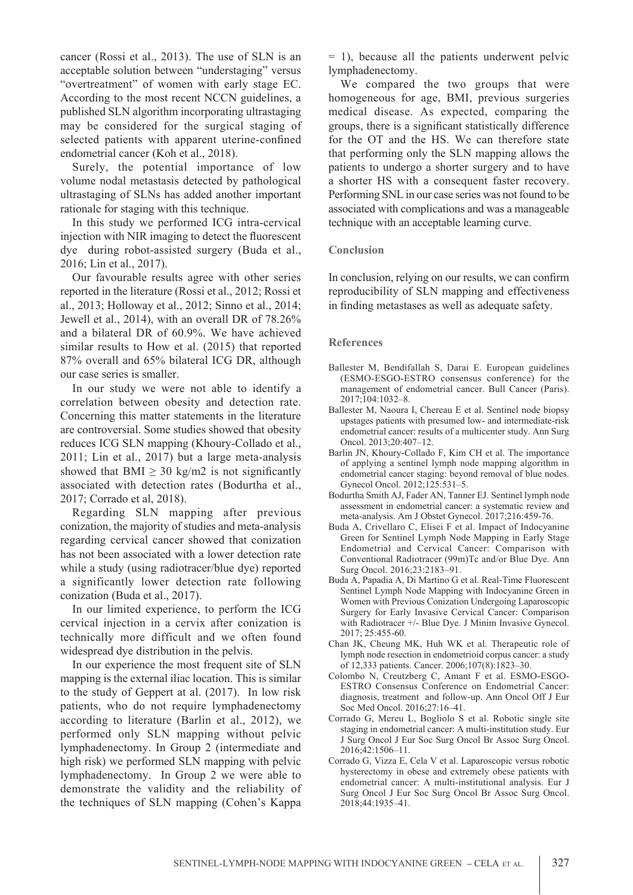cancer (Rossi et al., 2013). The use of SLN is an acceptable solution between "understaging" versus "overtreatment" of women with early stage EC. According to the most recent NCCN guidelines, a published SLN algorithm incorporating ultrastaging may be considered for the surgical staging of selected patients with apparent uterine-confined endometrial cancer (Koh et al., 2018).

Surely, the potential importance of low volume nodal metastasis detected by pathological ultrastaging of SLNs has added another important rationale for staging with this technique.

In this study we performed ICG intra-cervical injection with NIR imaging to detect the fluorescent dye during robot-assisted surgery (Buda et al., 2016; Lin et al., 2017).

Our favourable results agree with other series reported in the literature (Rossi et al., 2012; Rossi et al., 2013; Holloway et al., 2012; Sinno et al., 2014; Jewell et al., 2014), with an overall DR of 78.26% and a bilateral DR of 60.9%. We have achieved similar results to How et al. (2015) that reported 87% overall and 65% bilateral ICG DR, although our case series is smaller.

In our study we were not able to identify a correlation between obesity and detection rate. Concerning this matter statements in the literature are controversial. Some studies showed that obesity reduces ICG SLN mapping (Khoury-Collado et al., 2011; Lin et al., 2017) but a large meta-analysis showed that BMI ≥ 30 kg/m2 is not significantly associated with detection rates (Bodurtha et al., 2017; Corrado et al, 2018).

Regarding SLN mapping after previous conization, the majority of studies and meta-analysis regarding cervical cancer showed that conization has not been associated with a lower detection rate while a study (using radiotracer/blue dye) reported a significantly lower detection rate following conization (Buda et al., 2017).

In our limited experience, to perform the ICG cervical injection in a cervix after conization is technically more difficult and we often found widespread dye distribution in the pelvis.

In our experience the most frequent site of SLN mapping is the external iliac location. This is similar to the study of Geppert at al. (2017). In low risk patients, who do not require lymphadenectomy according to literature (Barlin et al., 2012), we performed only SLN mapping without pelvic lymphadenectomy. In Group 2 (intermediate and high risk) we performed SLN mapping with pelvic lymphadenectomy. In Group 2 we were able to demonstrate the validity and the reliability of the techniques of SLN mapping (Cohen's Kappa = 1), because all the patients underwent pelvic lymphadenectomy.

We compared the two groups that were homogeneous for age, BMI, previous surgeries medical disease. As expected, comparing the groups, there is a significant statistically difference for the OT and the HS. We can therefore state that performing only the SLN mapping allows the patients to undergo a shorter surgery and to have a shorter HS with a consequent faster recovery. Performing SNL in our case series was not found to be associated with complications and was a manageable technique with an acceptable learning curve.

## Conclusion

In conclusion, relying on our results, we can confirm reproducibility of SLN mapping and effectiveness in finding metastases as well as adequate safety.

## References

Ballester M, Bendifallah S, Darai E. European guidelines (ESMO-ESGO-ESTRO consensus conference) for the management of endometrial cancer. Bull Cancer (Paris). 2017;104:1032–8.

Ballester M, Naoura I, Chereau E et al. Sentinel node biopsy upstages patients with presumed low- and intermediate-risk endometrial cancer: results of a multicenter study. Ann Surg Oncol. 2013;20:407–12.

Barlin JN, Khoury-Collado F, Kim CH et al. The importance of applying a sentinel lymph node mapping algorithm in endometrial cancer staging: beyond removal of blue nodes. Gynecol Oncol. 2012;125:531–5.

Bodurtha Smith AJ, Fader AN, Tanner EJ. Sentinel lymph node assessment in endometrial cancer: a systematic review and meta-analysis. Am J Obstet Gynecol. 2017;216:459-76.

Buda A, Crivellaro C, Elisei F et al. Impact of Indocyanine Green for Sentinel Lymph Node Mapping in Early Stage Endometrial and Cervical Cancer: Comparison with Conventional Radiotracer (99m)Tc and/or Blue Dye. Ann Surg Oncol. 2016;23:2183–91.

Buda A, Papadia A, Di Martino G et al. Real-Time Fluorescent Sentinel Lymph Node Mapping with Indocyanine Green in Women with Previous Conization Undergoing Laparoscopic Surgery for Early Invasive Cervical Cancer: Comparison with Radiotracer +/- Blue Dye. J Minim Invasive Gynecol. 2017; 25:455-60.

Chan JK, Cheung MK, Huh WK et al. Therapeutic role of lymph node resection in endometrioid corpus cancer: a study of 12,333 patients. Cancer. 2006;107(8):1823–30.

Colombo N, Creutzberg C, Amant F et al. ESMO-ESGO-ESTRO Consensus Conference on Endometrial Cancer: diagnosis, treatment and follow-up. Ann Oncol Off J Eur Soc Med Oncol. 2016;27:16–41.

Corrado G, Mereu L, Bogliolo S et al. Robotic single site staging in endometrial cancer: A multi-institution study. Eur J Surg Oncol J Eur Soc Surg Oncol Br Assoc Surg Oncol. 2016;42:1506–11.

Corrado G, Vizza E, Cela V et al. Laparoscopic versus robotic hysterectomy in obese and extremely obese patients with endometrial cancer: A multi-institutional analysis. Eur J Surg Oncol J Eur Soc Surg Oncol Br Assoc Surg Oncol. 2018;44:1935–41.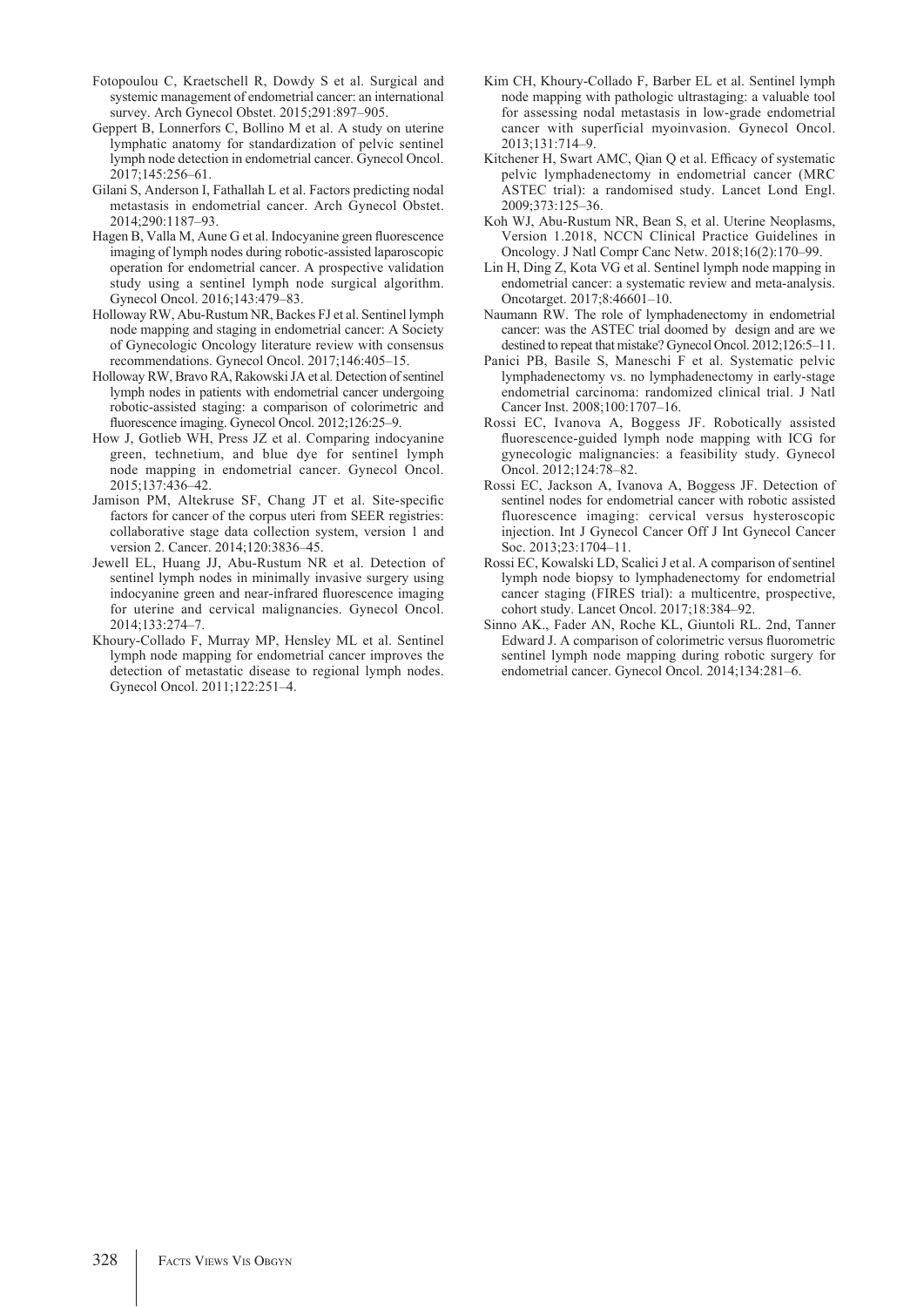Fotopoulou C, Kraetschell R, Dowdy S et al. Surgical and systemic management of endometrial cancer: an international survey. Arch Gynecol Obstet. 2015;291:897–905.

Geppert B, Lonnerfors C, Bollino M et al. A study on uterine lymphatic anatomy for standardization of pelvic sentinel lymph node detection in endometrial cancer. Gynecol Oncol. 2017;145:256–61.

Gilani S, Anderson I, Fathallah L et al. Factors predicting nodal metastasis in endometrial cancer. Arch Gynecol Obstet. 2014;290:1187–93.

Hagen B, Valla M, Aune G et al. Indocyanine green fluorescence imaging of lymph nodes during robotic-assisted laparoscopic operation for endometrial cancer. A prospective validation study using a sentinel lymph node surgical algorithm. Gynecol Oncol. 2016;143:479–83.

Holloway RW, Abu-Rustum NR, Backes FJ et al. Sentinel lymph node mapping and staging in endometrial cancer: A Society of Gynecologic Oncology literature review with consensus recommendations. Gynecol Oncol. 2017;146:405–15.

Holloway RW, Bravo RA, Rakowski JA et al. Detection of sentinel lymph nodes in patients with endometrial cancer undergoing robotic-assisted staging: a comparison of colorimetric and fluorescence imaging. Gynecol Oncol. 2012;126:25–9.

How J, Gotlieb WH, Press JZ et al. Comparing indocyanine green, technetium, and blue dye for sentinel lymph node mapping in endometrial cancer. Gynecol Oncol. 2015;137:436–42.

Jamison PM, Altekruse SF, Chang JT et al. Site-specific factors for cancer of the corpus uteri from SEER registries: collaborative stage data collection system, version 1 and version 2. Cancer. 2014;120:3836–45.

Jewell EL, Huang JJ, Abu-Rustum NR et al. Detection of sentinel lymph nodes in minimally invasive surgery using indocyanine green and near-infrared fluorescence imaging for uterine and cervical malignancies. Gynecol Oncol. 2014;133:274–7.

Khoury-Collado F, Murray MP, Hensley ML et al. Sentinel lymph node mapping for endometrial cancer improves the detection of metastatic disease to regional lymph nodes. Gynecol Oncol. 2011;122:251–4.

Kim CH, Khoury-Collado F, Barber EL et al. Sentinel lymph node mapping with pathologic ultrastaging: a valuable tool for assessing nodal metastasis in low-grade endometrial cancer with superficial myoinvasion. Gynecol Oncol. 2013;131:714–9.

Kitchener H, Swart AMC, Qian Q et al. Efficacy of systematic pelvic lymphadenectomy in endometrial cancer (MRC ASTEC trial): a randomised study. Lancet Lond Engl. 2009;373:125–36.

Koh WJ, Abu-Rustum NR, Bean S, et al. Uterine Neoplasms, Version 1.2018, NCCN Clinical Practice Guidelines in Oncology. J Natl Compr Canc Netw. 2018;16(2):170–99.

Lin H, Ding Z, Kota VG et al. Sentinel lymph node mapping in endometrial cancer: a systematic review and meta-analysis. Oncotarget. 2017;8:46601–10.

Naumann RW. The role of lymphadenectomy in endometrial cancer: was the ASTEC trial doomed by design and are we destined to repeat that mistake? Gynecol Oncol. 2012;126:5–11.

Panici PB, Basile S, Maneschi F et al. Systematic pelvic lymphadenectomy vs. no lymphadenectomy in early-stage endometrial carcinoma: randomized clinical trial. J Natl Cancer Inst. 2008;100:1707–16.

Rossi EC, Ivanova A, Boggess JF. Robotically assisted fluorescence-guided lymph node mapping with ICG for gynecologic malignancies: a feasibility study. Gynecol Oncol. 2012;124:78–82.

Rossi EC, Jackson A, Ivanova A, Boggess JF. Detection of sentinel nodes for endometrial cancer with robotic assisted fluorescence imaging: cervical versus hysteroscopic injection. Int J Gynecol Cancer Off J Int Gynecol Cancer Soc. 2013;23:1704–11.

Rossi EC, Kowalski LD, Scalici J et al. A comparison of sentinel lymph node biopsy to lymphadenectomy for endometrial cancer staging (FIRES trial): a multicentre, prospective, cohort study. Lancet Oncol. 2017;18:384–92.

Sinno AK., Fader AN, Roche KL, Giuntoli RL. 2nd, Tanner Edward J. A comparison of colorimetric versus fluorometric sentinel lymph node mapping during robotic surgery for endometrial cancer. Gynecol Oncol. 2014;134:281–6.